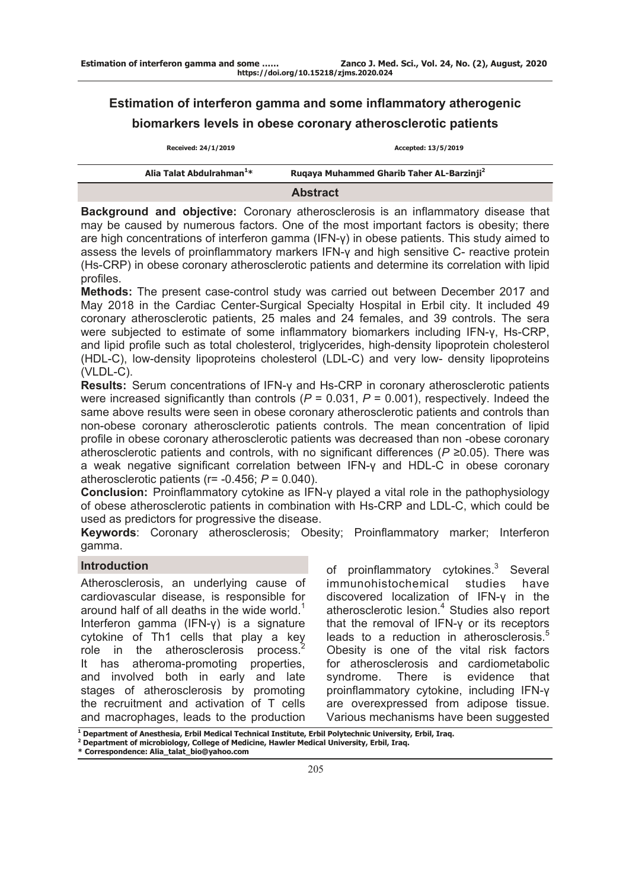# Estimation of interferon gamma and some inflammatory atherogenic biomarkers levels in obese coronary atherosclerotic patients

Received: 24/1/2019 Accepted: 13/5/2019

Alia Talat Abdulrahman[1]* Ruqaya Muhammed Gharib Taher AL-Barzinji[2]

## Abstract

**Background and objective:** Coronary atherosclerosis is an inflammatory disease that may be caused by numerous factors. One of the most important factors is obesity; there are high concentrations of interferon gamma (IFN-γ) in obese patients. This study aimed to assess the levels of proinflammatory markers IFN-γ and high sensitive C- reactive protein (Hs-CRP) in obese coronary atherosclerotic patients and determine its correlation with lipid profiles.

**Methods:** The present case-control study was carried out between December 2017 and May 2018 in the Cardiac Center-Surgical Specialty Hospital in Erbil city. It included 49 coronary atherosclerotic patients, 25 males and 24 females, and 39 controls. The sera were subjected to estimate of some inflammatory biomarkers including IFN-γ, Hs-CRP, and lipid profile such as total cholesterol, triglycerides, high-density lipoprotein cholesterol (HDL-C), low-density lipoproteins cholesterol (LDL-C) and very low- density lipoproteins (VLDL-C).

**Results:** Serum concentrations of IFN-γ and Hs-CRP in coronary atherosclerotic patients were increased significantly than controls ($P$ = 0.031, $P$ = 0.001), respectively. Indeed the same above results were seen in obese coronary atherosclerotic patients and controls than non-obese coronary atherosclerotic patients controls. The mean concentration of lipid profile in obese coronary atherosclerotic patients was decreased than non -obese coronary atherosclerotic patients and controls, with no significant differences ($P$ ≥0.05). There was a weak negative significant correlation between IFN-γ and HDL-C in obese coronary atherosclerotic patients (r= -0.456; $P$ = 0.040).

**Conclusion:** Proinflammatory cytokine as IFN-γ played a vital role in the pathophysiology of obese atherosclerotic patients in combination with Hs-CRP and LDL-C, which could be used as predictors for progressive the disease.

**Keywords**: Coronary atherosclerosis; Obesity; Proinflammatory marker; Interferon gamma.

## Introduction

Atherosclerosis, an underlying cause of cardiovascular disease, is responsible for around half of all deaths in the wide world.[1] Interferon gamma (IFN-γ) is a signature cytokine of Th1 cells that play a key role in the atherosclerosis process.[2] It has atheroma-promoting properties, and involved both in early and late stages of atherosclerosis by promoting the recruitment and activation of T cells and macrophages, leads to the production of proinflammatory cytokines.[3] Several immunohistochemical studies have discovered localization of IFN-γ in the atherosclerotic lesion.[4] Studies also report that the removal of IFN-γ or its receptors leads to a reduction in atherosclerosis.[5] Obesity is one of the vital risk factors for atherosclerosis and cardiometabolic syndrome. There is evidence that proinflammatory cytokine, including IFN-γ are overexpressed from adipose tissue. Various mechanisms have been suggested

[1] Department of Anesthesia, Erbil Medical Technical Institute, Erbil Polytechnic University, Erbil, Iraq.
[2] Department of microbiology, College of Medicine, Hawler Medical University, Erbil, Iraq.
* Correspondence: Alia_talat_bio@yahoo.com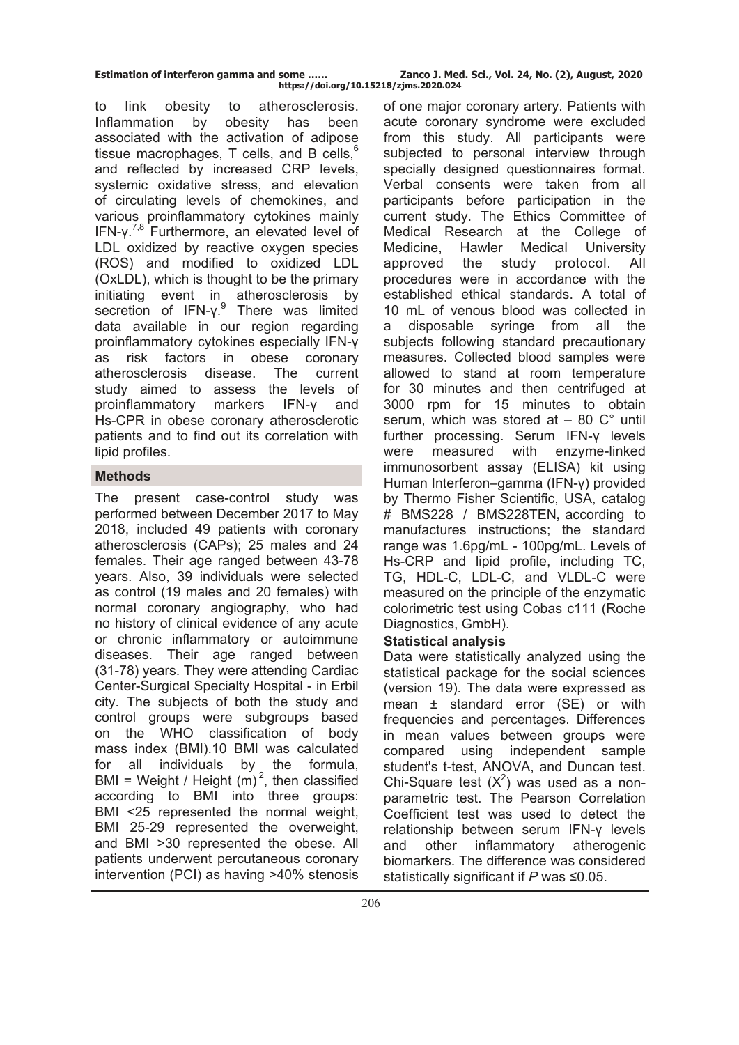to link obesity to atherosclerosis. Inflammation by obesity has been associated with the activation of adipose tissue macrophages, T cells, and B cells,[6] and reflected by increased CRP levels, systemic oxidative stress, and elevation of circulating levels of chemokines, and various proinflammatory cytokines mainly IFN-γ.[7,8] Furthermore, an elevated level of LDL oxidized by reactive oxygen species (ROS) and modified to oxidized LDL (OxLDL), which is thought to be the primary initiating event in atherosclerosis by secretion of IFN-γ.[9] There was limited data available in our region regarding proinflammatory cytokines especially IFN-γ as risk factors in obese coronary atherosclerosis disease. The current study aimed to assess the levels of proinflammatory markers IFN-γ and Hs-CPR in obese coronary atherosclerotic patients and to find out its correlation with lipid profiles.

## Methods

The present case-control study was performed between December 2017 to May 2018, included 49 patients with coronary atherosclerosis (CAPs); 25 males and 24 females. Their age ranged between 43-78 years. Also, 39 individuals were selected as control (19 males and 20 females) with normal coronary angiography, who had no history of clinical evidence of any acute or chronic inflammatory or autoimmune diseases. Their age ranged between (31-78) years. They were attending Cardiac Center-Surgical Specialty Hospital - in Erbil city. The subjects of both the study and control groups were subgroups based on the WHO classification of body mass index (BMI).10 BMI was calculated for all individuals by the formula, BMI = Weight / Height $(m)^2$, then classified according to BMI into three groups: BMI <25 represented the normal weight, BMI 25-29 represented the overweight, and BMI >30 represented the obese. All patients underwent percutaneous coronary intervention (PCI) as having >40% stenosis of one major coronary artery. Patients with acute coronary syndrome were excluded from this study. All participants were subjected to personal interview through specially designed questionnaires format. Verbal consents were taken from all participants before participation in the current study. The Ethics Committee of Medical Research at the College of Medicine, Hawler Medical University approved the study protocol. All procedures were in accordance with the established ethical standards. A total of 10 mL of venous blood was collected in a disposable syringe from all the subjects following standard precautionary measures. Collected blood samples were allowed to stand at room temperature for 30 minutes and then centrifuged at 3000 rpm for 15 minutes to obtain serum, which was stored at – 80 C° until further processing. Serum IFN-γ levels were measured with enzyme-linked immunosorbent assay (ELISA) kit using Human Interferon–gamma (IFN-γ) provided by Thermo Fisher Scientific, USA, catalog # BMS228 / BMS228TEN**,** according to manufactures instructions; the standard range was 1.6pg/mL - 100pg/mL. Levels of Hs-CRP and lipid profile, including TC, TG, HDL-C, LDL-C, and VLDL-C were measured on the principle of the enzymatic colorimetric test using Cobas c111 (Roche Diagnostics, GmbH).

### Statistical analysis

Data were statistically analyzed using the statistical package for the social sciences (version 19). The data were expressed as mean ± standard error (SE) or with frequencies and percentages. Differences in mean values between groups were compared using independent sample student's t-test, ANOVA, and Duncan test. Chi-Square test $(X^2)$ was used as a non-parametric test. The Pearson Correlation Coefficient test was used to detect the relationship between serum IFN-γ levels and other inflammatory atherogenic biomarkers. The difference was considered statistically significant if *P* was ≤0.05.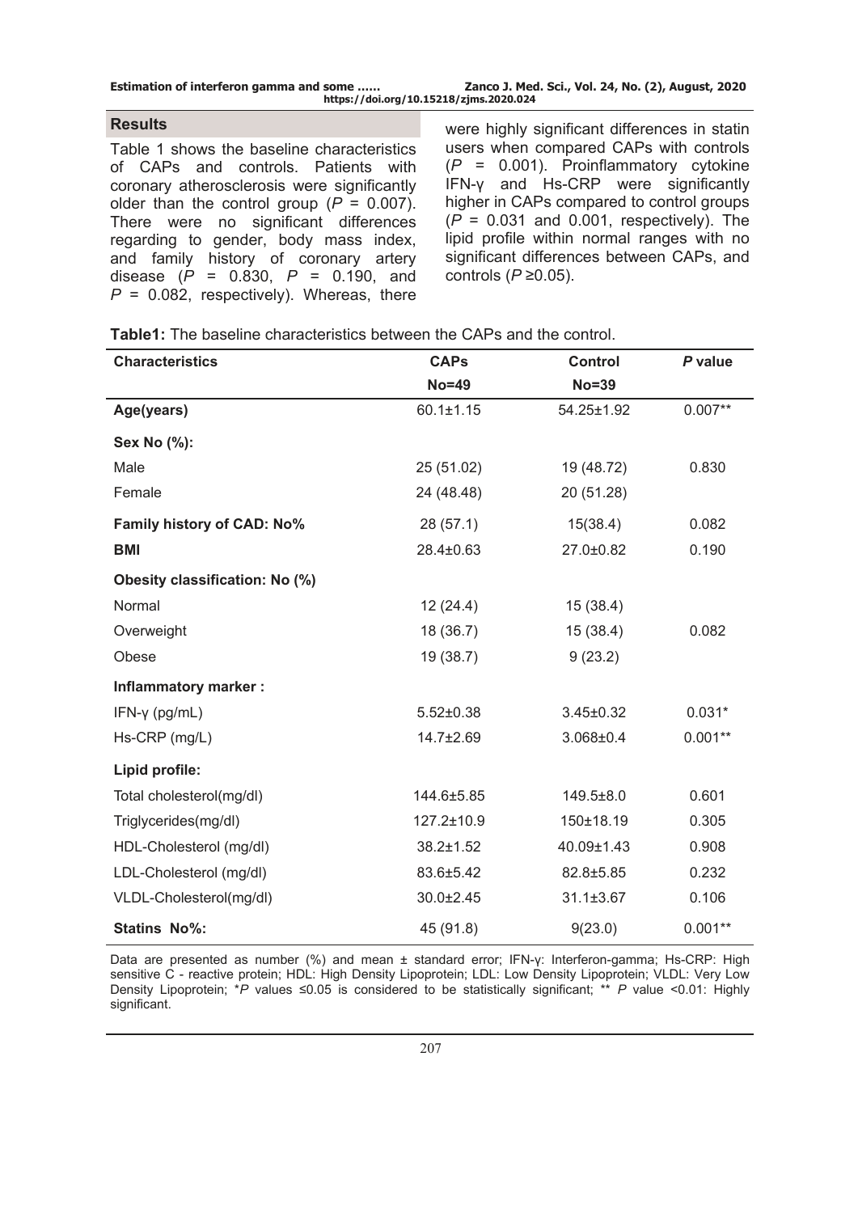## Results

Table 1 shows the baseline characteristics of CAPs and controls. Patients with coronary atherosclerosis were significantly older than the control group ($P$ = 0.007). There were no significant differences regarding to gender, body mass index, and family history of coronary artery disease ($P$ = 0.830, $P$ = 0.190, and $P$ = 0.082, respectively). Whereas, there were highly significant differences in statin users when compared CAPs with controls ($P$ = 0.001). Proinflammatory cytokine IFN-γ and Hs-CRP were significantly higher in CAPs compared to control groups ($P$ = 0.031 and 0.001, respectively). The lipid profile within normal ranges with no significant differences between CAPs, and controls ($P$ ≥0.05).

**Table1:** The baseline characteristics between the CAPs and the control.

| Characteristics | CAPs No=49 | Control No=39 | *P* value |
|---|---|---|---|
| **Age(years)** | 60.1±1.15 | 54.25±1.92 | 0.007** |
| **Sex No (%):** | | | |
| Male | 25 (51.02) | 19 (48.72) | 0.830 |
| Female | 24 (48.48) | 20 (51.28) | |
| **Family history of CAD: No%** | 28 (57.1) | 15(38.4) | 0.082 |
| **BMI** | 28.4±0.63 | 27.0±0.82 | 0.190 |
| **Obesity classification: No (%)** | | | |
| Normal | 12 (24.4) | 15 (38.4) | |
| Overweight | 18 (36.7) | 15 (38.4) | 0.082 |
| Obese | 19 (38.7) | 9 (23.2) | |
| **Inflammatory marker :** | | | |
| IFN-γ (pg/mL) | 5.52±0.38 | 3.45±0.32 | 0.031* |
| Hs-CRP (mg/L) | 14.7±2.69 | 3.068±0.4 | 0.001** |
| **Lipid profile:** | | | |
| Total cholesterol(mg/dl) | 144.6±5.85 | 149.5±8.0 | 0.601 |
| Triglycerides(mg/dl) | 127.2±10.9 | 150±18.19 | 0.305 |
| HDL-Cholesterol (mg/dl) | 38.2±1.52 | 40.09±1.43 | 0.908 |
| LDL-Cholesterol (mg/dl) | 83.6±5.42 | 82.8±5.85 | 0.232 |
| VLDL-Cholesterol(mg/dl) | 30.0±2.45 | 31.1±3.67 | 0.106 |
| **Statins No%:** | 45 (91.8) | 9(23.0) | 0.001** |

Data are presented as number (%) and mean ± standard error; IFN-γ: Interferon-gamma; Hs-CRP: High sensitive C - reactive protein; HDL: High Density Lipoprotein; LDL: Low Density Lipoprotein; VLDL: Very Low Density Lipoprotein; *$P$ values ≤0.05 is considered to be statistically significant; ** $P$ value <0.01: Highly significant.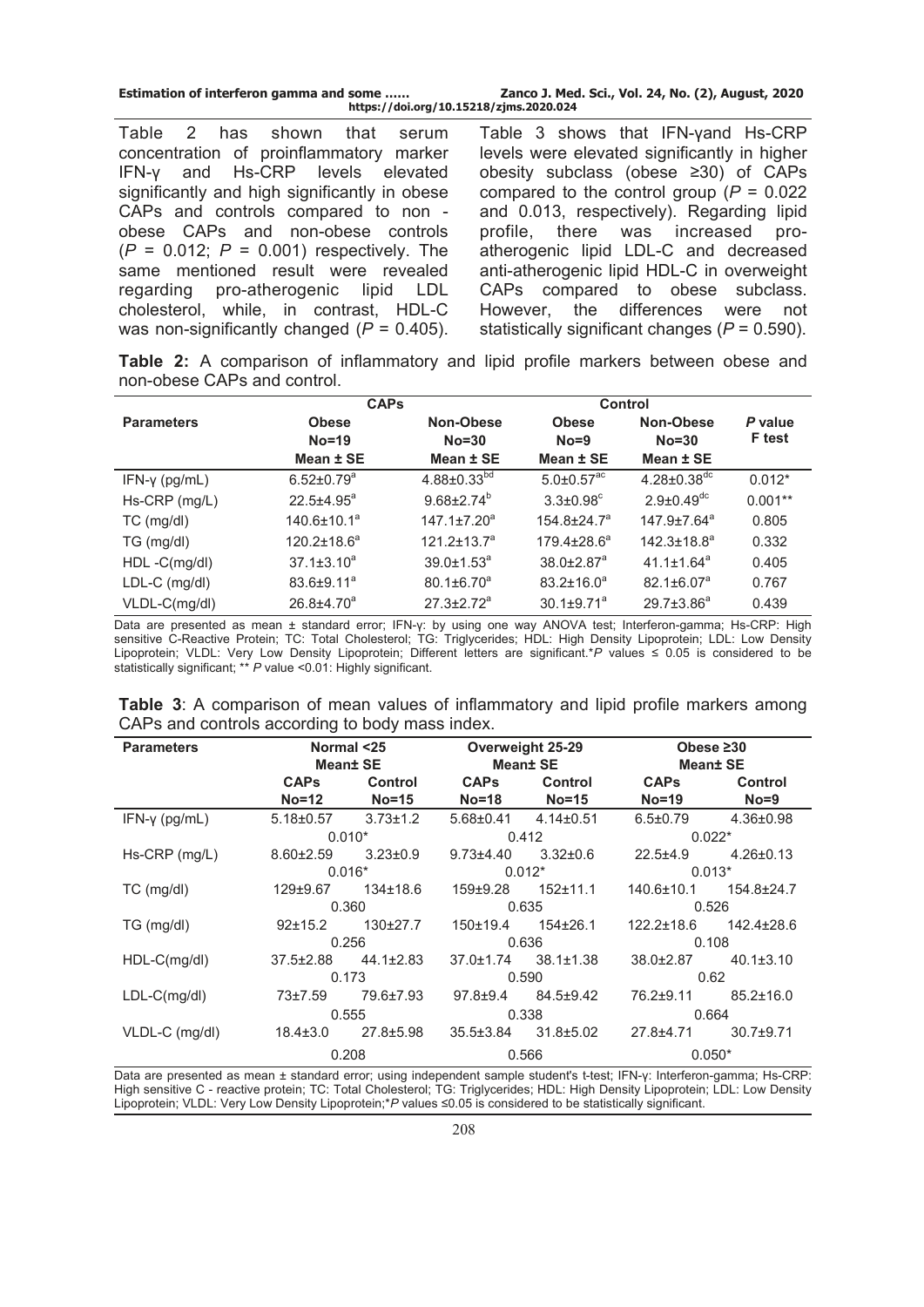Table 2 has shown that serum concentration of proinflammatory marker IFN-γ and Hs-CRP levels elevated significantly and high significantly in obese CAPs and controls compared to non - obese CAPs and non-obese controls ($P$ = 0.012; $P$ = 0.001) respectively. The same mentioned result were revealed regarding pro-atherogenic lipid LDL cholesterol, while, in contrast, HDL-C was non-significantly changed ($P$ = 0.405).

Table 3 shows that IFN-γand Hs-CRP levels were elevated significantly in higher obesity subclass (obese ≥30) of CAPs compared to the control group ($P$ = 0.022 and 0.013, respectively). Regarding lipid profile, there was increased pro-atherogenic lipid LDL-C and decreased anti-atherogenic lipid HDL-C in overweight CAPs compared to obese subclass. However, the differences were not statistically significant changes ($P$ = 0.590).

**Table 2:** A comparison of inflammatory and lipid profile markers between obese and non-obese CAPs and control.

| Parameters | CAPs | | Control | | *P* value F test |
|---|---|---|---|---|---|
| | Obese No=19 Mean ± SE | Non-Obese No=30 Mean ± SE | Obese No=9 Mean ± SE | Non-Obese No=30 Mean ± SE | |
| IFN-γ (pg/mL) | 6.52±0.79[a] | 4.88±0.33[bd] | 5.0±0.57[ac] | 4.28±0.38[dc] | 0.012* |
| Hs-CRP (mg/L) | 22.5±4.95[a] | 9.68±2.74[b] | 3.3±0.98[c] | 2.9±0.49[dc] | 0.001** |
| TC (mg/dl) | 140.6±10.1[a] | 147.1±7.20[a] | 154.8±24.7[a] | 147.9±7.64[a] | 0.805 |
| TG (mg/dl) | 120.2±18.6[a] | 121.2±13.7[a] | 179.4±28.6[a] | 142.3±18.8[a] | 0.332 |
| HDL -C(mg/dl) | 37.1±3.10[a] | 39.0±1.53[a] | 38.0±2.87[a] | 41.1±1.64[a] | 0.405 |
| LDL-C (mg/dl) | 83.6±9.11[a] | 80.1±6.70[a] | 83.2±16.0[a] | 82.1±6.07[a] | 0.767 |
| VLDL-C(mg/dl) | 26.8±4.70[a] | 27.3±2.72[a] | 30.1±9.71[a] | 29.7±3.86[a] | 0.439 |

Data are presented as mean ± standard error; IFN-γ: by using one way ANOVA test; Interferon-gamma; Hs-CRP: High sensitive C-Reactive Protein; TC: Total Cholesterol; TG: Triglycerides; HDL: High Density Lipoprotein; LDL: Low Density Lipoprotein; VLDL: Very Low Density Lipoprotein; Different letters are significant.\**P* values ≤ 0.05 is considered to be statistically significant; \*\* *P* value <0.01: Highly significant.

**Table 3**: A comparison of mean values of inflammatory and lipid profile markers among CAPs and controls according to body mass index.

| Parameters | Normal <25 Mean± SE | | Overweight 25-29 Mean± SE | | Obese ≥30 Mean± SE | |
|---|---|---|---|---|---|---|
| | CAPs No=12 | Control No=15 | CAPs No=18 | Control No=15 | CAPs No=19 | Control No=9 |
| IFN-γ (pg/mL) | 5.18±0.57 | 3.73±1.2 | 5.68±0.41 | 4.14±0.51 | 6.5±0.79 | 4.36±0.98 |
| | 0.010* | | 0.412 | | 0.022* | |
| Hs-CRP (mg/L) | 8.60±2.59 | 3.23±0.9 | 9.73±4.40 | 3.32±0.6 | 22.5±4.9 | 4.26±0.13 |
| | 0.016* | | 0.012* | | 0.013* | |
| TC (mg/dl) | 129±9.67 | 134±18.6 | 159±9.28 | 152±11.1 | 140.6±10.1 | 154.8±24.7 |
| | 0.360 | | 0.635 | | 0.526 | |
| TG (mg/dl) | 92±15.2 | 130±27.7 | 150±19.4 | 154±26.1 | 122.2±18.6 | 142.4±28.6 |
| | 0.256 | | 0.636 | | 0.108 | |
| HDL-C(mg/dl) | 37.5±2.88 | 44.1±2.83 | 37.0±1.74 | 38.1±1.38 | 38.0±2.87 | 40.1±3.10 |
| | 0.173 | | 0.590 | | 0.62 | |
| LDL-C(mg/dl) | 73±7.59 | 79.6±7.93 | 97.8±9.4 | 84.5±9.42 | 76.2±9.11 | 85.2±16.0 |
| | 0.555 | | 0.338 | | 0.664 | |
| VLDL-C (mg/dl) | 18.4±3.0 | 27.8±5.98 | 35.5±3.84 | 31.8±5.02 | 27.8±4.71 | 30.7±9.71 |
| | 0.208 | | 0.566 | | 0.050* | |

Data are presented as mean ± standard error; using independent sample student's t-test; IFN-γ: Interferon-gamma; Hs-CRP: High sensitive C - reactive protein; TC: Total Cholesterol; TG: Triglycerides; HDL: High Density Lipoprotein; LDL: Low Density Lipoprotein; VLDL: Very Low Density Lipoprotein;\**P* values ≤0.05 is considered to be statistically significant.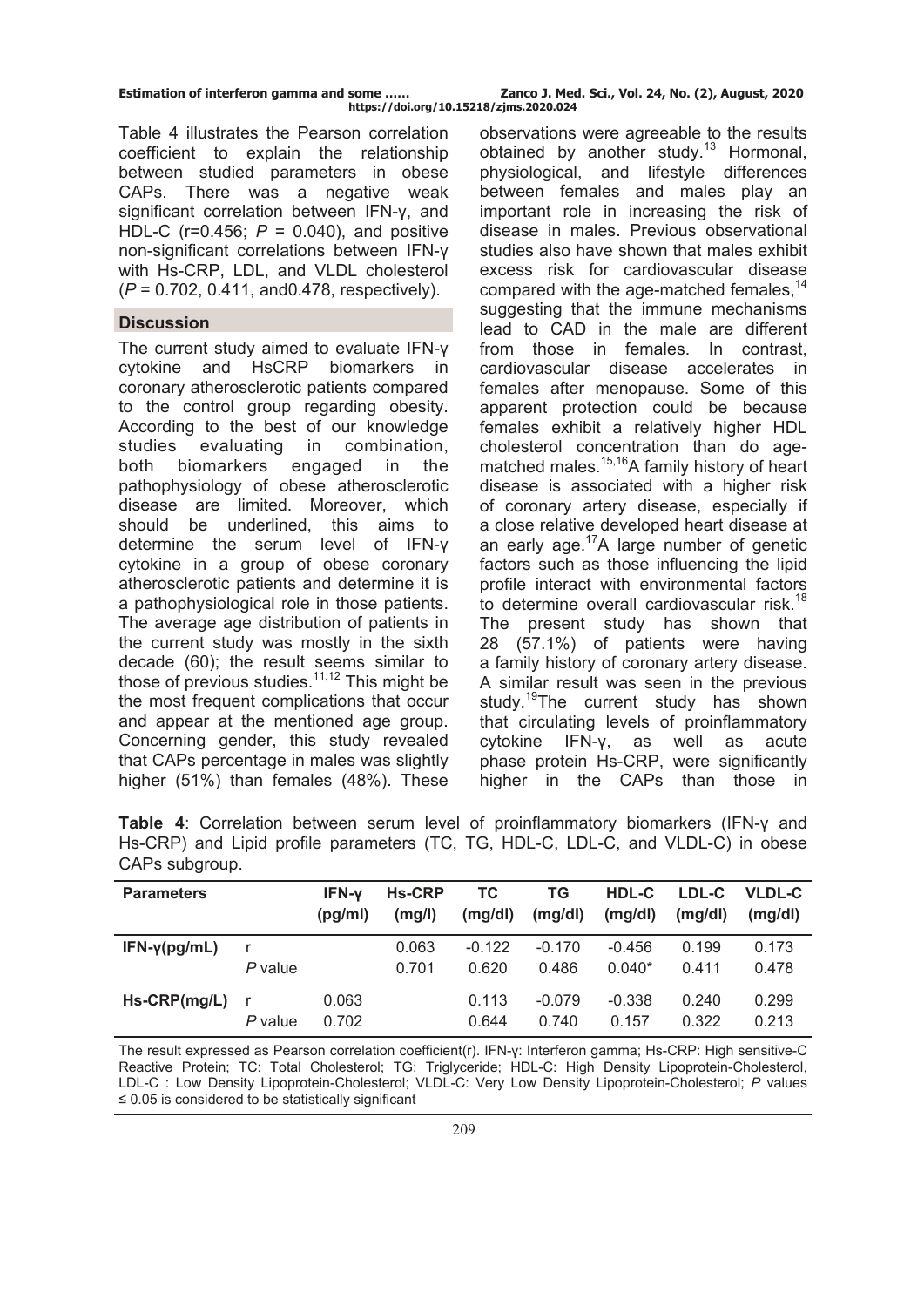Table 4 illustrates the Pearson correlation coefficient to explain the relationship between studied parameters in obese CAPs. There was a negative weak significant correlation between IFN-γ, and HDL-C (r=0.456; $P$ = 0.040), and positive non-significant correlations between IFN-γ with Hs-CRP, LDL, and VLDL cholesterol ($P$ = 0.702, 0.411, and0.478, respectively).

## Discussion

The current study aimed to evaluate IFN-γ cytokine and HsCRP biomarkers in coronary atherosclerotic patients compared to the control group regarding obesity. According to the best of our knowledge studies evaluating in combination, both biomarkers engaged in the pathophysiology of obese atherosclerotic disease are limited. Moreover, which should be underlined, this aims to determine the serum level of IFN-γ cytokine in a group of obese coronary atherosclerotic patients and determine it is a pathophysiological role in those patients. The average age distribution of patients in the current study was mostly in the sixth decade (60); the result seems similar to those of previous studies.[11,12] This might be the most frequent complications that occur and appear at the mentioned age group. Concerning gender, this study revealed that CAPs percentage in males was slightly higher (51%) than females (48%). These observations were agreeable to the results obtained by another study.[13] Hormonal, physiological, and lifestyle differences between females and males play an important role in increasing the risk of disease in males. Previous observational studies also have shown that males exhibit excess risk for cardiovascular disease compared with the age-matched females,[14] suggesting that the immune mechanisms lead to CAD in the male are different from those in females. In contrast, cardiovascular disease accelerates in females after menopause. Some of this apparent protection could be because females exhibit a relatively higher HDL cholesterol concentration than do age-matched males.[15,16]A family history of heart disease is associated with a higher risk of coronary artery disease, especially if a close relative developed heart disease at an early age.[17]A large number of genetic factors such as those influencing the lipid profile interact with environmental factors to determine overall cardiovascular risk.[18] The present study has shown that 28 (57.1%) of patients were having a family history of coronary artery disease. A similar result was seen in the previous study.[19]The current study has shown that circulating levels of proinflammatory cytokine IFN-γ, as well as acute phase protein Hs-CRP, were significantly higher in the CAPs than those in

**Table 4**: Correlation between serum level of proinflammatory biomarkers (IFN-γ and Hs-CRP) and Lipid profile parameters (TC, TG, HDL-C, LDL-C, and VLDL-C) in obese CAPs subgroup.

| Parameters | | IFN-γ (pg/ml) | Hs-CRP (mg/l) | TC (mg/dl) | TG (mg/dl) | HDL-C (mg/dl) | LDL-C (mg/dl) | VLDL-C (mg/dl) |
|---|---|---|---|---|---|---|---|---|
| **IFN-γ(pg/mL)** | r | | 0.063 | -0.122 | -0.170 | -0.456 | 0.199 | 0.173 |
| | $P$ value | | 0.701 | 0.620 | 0.486 | 0.040* | 0.411 | 0.478 |
| **Hs-CRP(mg/L)** | r | 0.063 | | 0.113 | -0.079 | -0.338 | 0.240 | 0.299 |
| | $P$ value | 0.702 | | 0.644 | 0.740 | 0.157 | 0.322 | 0.213 |

The result expressed as Pearson correlation coefficient(r). IFN-γ: Interferon gamma; Hs-CRP: High sensitive-C Reactive Protein; TC: Total Cholesterol; TG: Triglyceride; HDL-C: High Density Lipoprotein-Cholesterol, LDL-C : Low Density Lipoprotein-Cholesterol; VLDL-C: Very Low Density Lipoprotein-Cholesterol; $P$ values ≤ 0.05 is considered to be statistically significant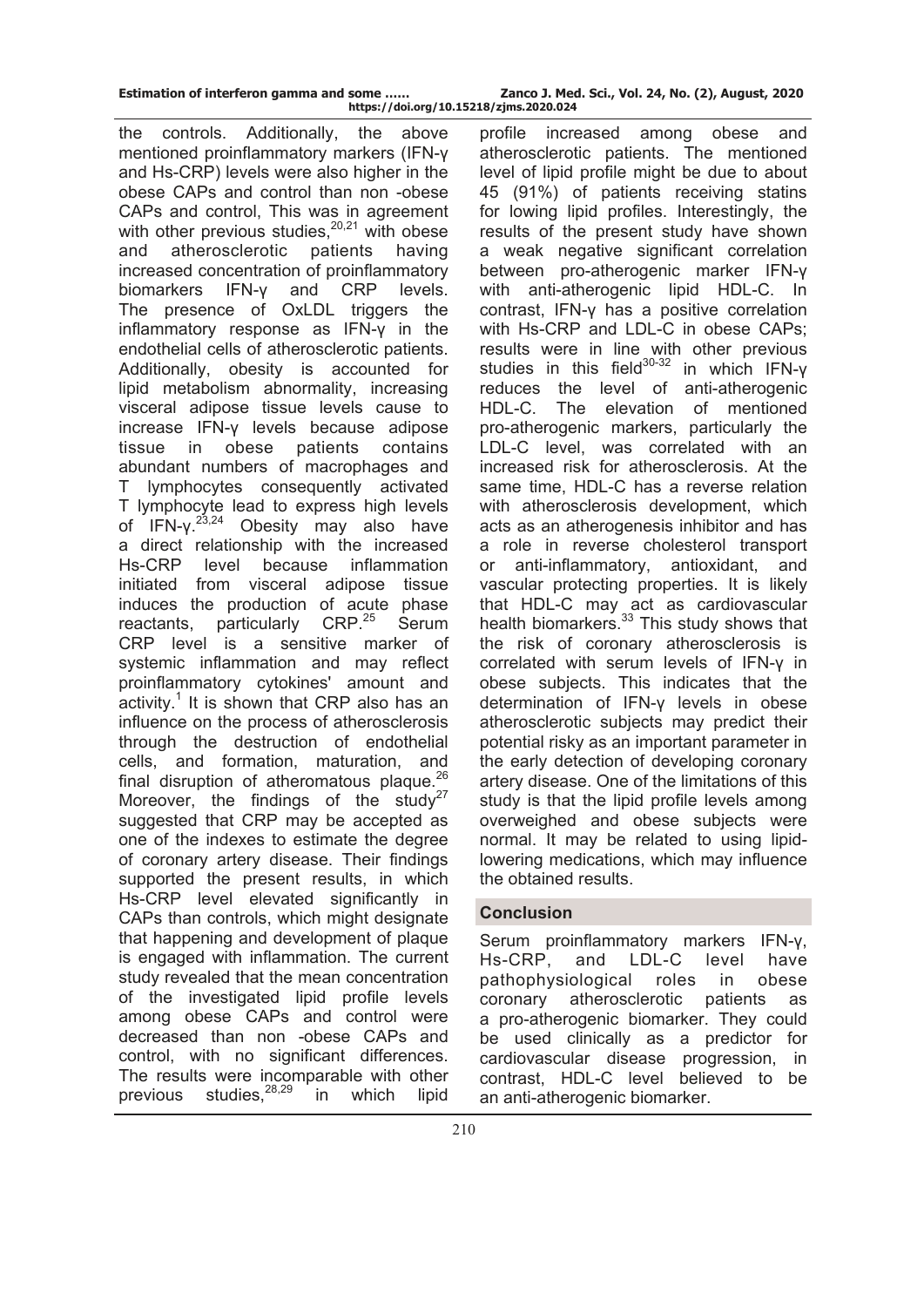the controls. Additionally, the above mentioned proinflammatory markers (IFN-γ and Hs-CRP) levels were also higher in the obese CAPs and control than non -obese CAPs and control, This was in agreement with other previous studies,[20,21] with obese and atherosclerotic patients having increased concentration of proinflammatory biomarkers IFN-γ and CRP levels. The presence of OxLDL triggers the inflammatory response as IFN-γ in the endothelial cells of atherosclerotic patients. Additionally, obesity is accounted for lipid metabolism abnormality, increasing visceral adipose tissue levels cause to increase IFN-γ levels because adipose tissue in obese patients contains abundant numbers of macrophages and T lymphocytes consequently activated T lymphocyte lead to express high levels of IFN-γ.[23,24] Obesity may also have a direct relationship with the increased Hs-CRP level because inflammation initiated from visceral adipose tissue induces the production of acute phase reactants, particularly CRP.[25] Serum CRP level is a sensitive marker of systemic inflammation and may reflect proinflammatory cytokines' amount and activity.[1] It is shown that CRP also has an influence on the process of atherosclerosis through the destruction of endothelial cells, and formation, maturation, and final disruption of atheromatous plaque.[26] Moreover, the findings of the study[27] suggested that CRP may be accepted as one of the indexes to estimate the degree of coronary artery disease. Their findings supported the present results, in which Hs-CRP level elevated significantly in CAPs than controls, which might designate that happening and development of plaque is engaged with inflammation. The current study revealed that the mean concentration of the investigated lipid profile levels among obese CAPs and control were decreased than non -obese CAPs and control, with no significant differences. The results were incomparable with other previous studies,[28,29] in which lipid profile increased among obese and atherosclerotic patients. The mentioned level of lipid profile might be due to about 45 (91%) of patients receiving statins for lowing lipid profiles. Interestingly, the results of the present study have shown a weak negative significant correlation between pro-atherogenic marker IFN-γ with anti-atherogenic lipid HDL-C. In contrast, IFN-γ has a positive correlation with Hs-CRP and LDL-C in obese CAPs; results were in line with other previous studies in this field[30-32] in which IFN-γ reduces the level of anti-atherogenic HDL-C. The elevation of mentioned pro-atherogenic markers, particularly the LDL-C level, was correlated with an increased risk for atherosclerosis. At the same time, HDL-C has a reverse relation with atherosclerosis development, which acts as an atherogenesis inhibitor and has a role in reverse cholesterol transport or anti-inflammatory, antioxidant, and vascular protecting properties. It is likely that HDL-C may act as cardiovascular health biomarkers.[33] This study shows that the risk of coronary atherosclerosis is correlated with serum levels of IFN-γ in obese subjects. This indicates that the determination of IFN-γ levels in obese atherosclerotic subjects may predict their potential risky as an important parameter in the early detection of developing coronary artery disease. One of the limitations of this study is that the lipid profile levels among overweighed and obese subjects were normal. It may be related to using lipid-lowering medications, which may influence the obtained results.

## Conclusion

Serum proinflammatory markers IFN-γ, Hs-CRP, and LDL-C level have pathophysiological roles in obese coronary atherosclerotic patients as a pro-atherogenic biomarker. They could be used clinically as a predictor for cardiovascular disease progression, in contrast, HDL-C level believed to be an anti-atherogenic biomarker.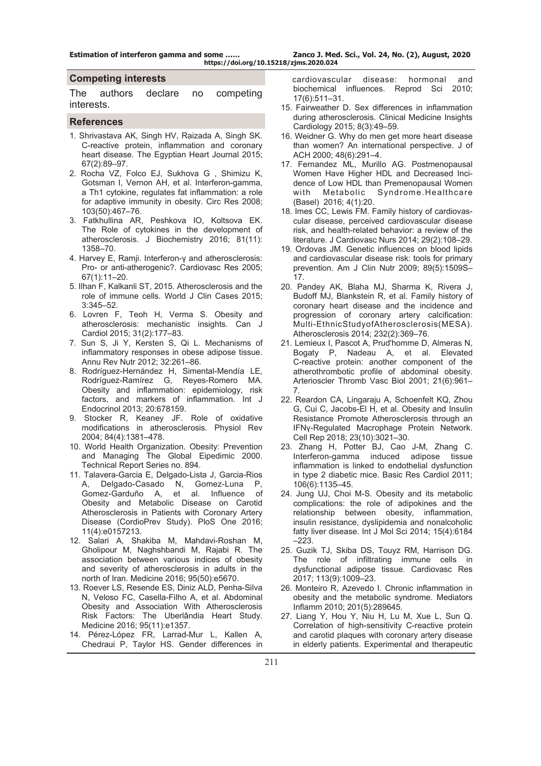## Competing interests

The authors declare no competing interests.

## References

1. Shrivastava AK, Singh HV, Raizada A, Singh SK. C-reactive protein, inflammation and coronary heart disease. The Egyptian Heart Journal 2015; 67(2):89–97.
2. Rocha VZ, Folco EJ, Sukhova G , Shimizu K, Gotsman I, Vernon AH, et al. Interferon-gamma, a Th1 cytokine, regulates fat inflammation: a role for adaptive immunity in obesity. Circ Res 2008; 103(50):467–76.
3. Fatkhullina AR, Peshkova IO, Koltsova EK. The Role of cytokines in the development of atherosclerosis. J Biochemistry 2016; 81(11): 1358–70.
4. Harvey E, Ramji. Interferon-γ and atherosclerosis: Pro- or anti-atherogenic?. Cardiovasc Res 2005; 67(1):11–20.
5. Ilhan F, Kalkanli ST, 2015. Atherosclerosis and the role of immune cells. World J Clin Cases 2015; 3:345–52.
6. Lovren F, Teoh H, Verma S. Obesity and atherosclerosis: mechanistic insights. Can J Cardiol 2015; 31(2):177–83.
7. Sun S, Ji Y, Kersten S, Qi L. Mechanisms of inflammatory responses in obese adipose tissue. Annu Rev Nutr 2012; 32:261–86.
8. Rodríguez-Hernández H, Simental-Mendía LE, Rodríguez-Ramírez G, Reyes-Romero MA. Obesity and inflammation: epidemiology, risk factors, and markers of inflammation. Int J Endocrinol 2013; 20:678159.
9. Stocker R, Keaney JF. Role of oxidative modifications in atherosclerosis. Physiol Rev 2004; 84(4):1381–478.
10. World Health Organization. Obesity: Prevention and Managing The Global Eipedimic 2000. Technical Report Series no. 894.
11. Talavera-Garcia E, Delgado-Lista J, Garcia-Rios A, Delgado-Casado N, Gomez-Luna P, Gomez-Garduño A, et al. Influence of Obesity and Metabolic Disease on Carotid Atherosclerosis in Patients with Coronary Artery Disease (CordioPrev Study). PloS One 2016; 11(4):e0157213.
12. Salari A, Shakiba M, Mahdavi-Roshan M, Gholipour M, Naghshbandi M, Rajabi R. The association between various indices of obesity and severity of atherosclerosis in adults in the north of Iran. Medicine 2016; 95(50):e5670.
13. Roever LS, Resende ES, Diniz ALD, Penha-Silva N, Veloso FC, Casella-Filho A, et al. Abdominal Obesity and Association With Atherosclerosis Risk Factors: The Uberlândia Heart Study. Medicine 2016; 95(11):e1357.
14. Pérez-López FR, Larrad-Mur L, Kallen A, Chedraui P, Taylor HS. Gender differences in cardiovascular disease: hormonal and biochemical influences. Reprod Sci 2010; 17(6):511–31.
15. Fairweather D. Sex differences in inflammation during atherosclerosis. Clinical Medicine Insights Cardiology 2015; 8(3):49–59.
16. Weidner G. Why do men get more heart disease than women? An international perspective. J of ACH 2000; 48(6):291–4.
17. Fernandez ML, Murillo AG. Postmenopausal Women Have Higher HDL and Decreased Incidence of Low HDL than Premenopausal Women with Metabolic Syndrome.Healthcare (Basel) 2016; 4(1):20.
18. Imes CC, Lewis FM. Family history of cardiovascular disease, perceived cardiovascular disease risk, and health-related behavior: a review of the literature. J Cardiovasc Nurs 2014; 29(2):108–29.
19. Ordovas JM. Genetic influences on blood lipids and cardiovascular disease risk: tools for primary prevention. Am J Clin Nutr 2009; 89(5):1509S–17.
20. Pandey AK, Blaha MJ, Sharma K, Rivera J, Budoff MJ, Blankstein R, et al. Family history of coronary heart disease and the incidence and progression of coronary artery calcification: Multi-EthnicStudyofAtherosclerosis(MESA). Atherosclerosis 2014; 232(2):369–76.
21. Lemieux I, Pascot A, Prud'homme D, Almeras N, Bogaty P, Nadeau A, et al. Elevated C-reactive protein: another component of the atherothrombotic profile of abdominal obesity. Arterioscler Thromb Vasc Biol 2001; 21(6):961–7.
22. Reardon CA, Lingaraju A, Schoenfelt KQ, Zhou G, Cui C, Jacobs-El H, et al. Obesity and Insulin Resistance Promote Atherosclerosis through an IFNγ-Regulated Macrophage Protein Network. Cell Rep 2018; 23(10):3021–30.
23. Zhang H, Potter BJ, Cao J-M, Zhang C. Interferon-gamma induced adipose tissue inflammation is linked to endothelial dysfunction in type 2 diabetic mice. Basic Res Cardiol 2011; 106(6):1135–45.
24. Jung UJ, Choi M-S. Obesity and its metabolic complications: the role of adipokines and the relationship between obesity, inflammation, insulin resistance, dyslipidemia and nonalcoholic fatty liver disease. Int J Mol Sci 2014; 15(4):6184–223.
25. Guzik TJ, Skiba DS, Touyz RM, Harrison DG. The role of infiltrating immune cells in dysfunctional adipose tissue. Cardiovasc Res 2017; 113(9):1009–23.
26. Monteiro R, Azevedo I. Chronic inflammation in obesity and the metabolic syndrome. Mediators Inflamm 2010; 201(5):289645.
27. Liang Y, Hou Y, Niu H, Lu M, Xue L, Sun Q. Correlation of high-sensitivity C-reactive protein and carotid plaques with coronary artery disease in elderly patients. Experimental and therapeutic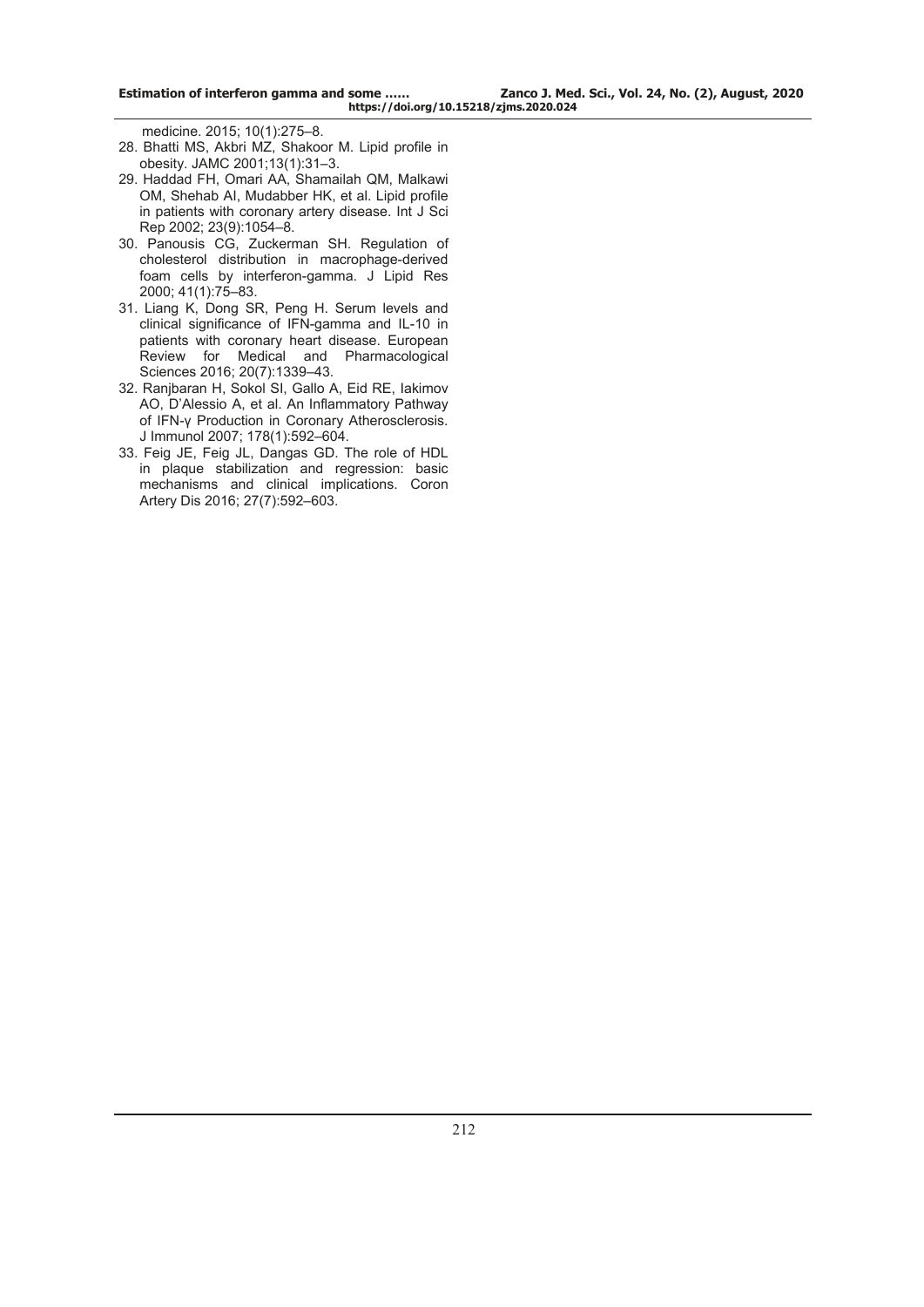medicine. 2015; 10(1):275–8.

28. Bhatti MS, Akbri MZ, Shakoor M. Lipid profile in obesity. JAMC 2001;13(1):31–3.
29. Haddad FH, Omari AA, Shamailah QM, Malkawi OM, Shehab AI, Mudabber HK, et al. Lipid profile in patients with coronary artery disease. Int J Sci Rep 2002; 23(9):1054–8.
30. Panousis CG, Zuckerman SH. Regulation of cholesterol distribution in macrophage-derived foam cells by interferon-gamma. J Lipid Res 2000; 41(1):75–83.
31. Liang K, Dong SR, Peng H. Serum levels and clinical significance of IFN-gamma and IL-10 in patients with coronary heart disease. European Review for Medical and Pharmacological Sciences 2016; 20(7):1339–43.
32. Ranjbaran H, Sokol SI, Gallo A, Eid RE, Iakimov AO, D'Alessio A, et al. An Inflammatory Pathway of IFN-γ Production in Coronary Atherosclerosis. J Immunol 2007; 178(1):592–604.
33. Feig JE, Feig JL, Dangas GD. The role of HDL in plaque stabilization and regression: basic mechanisms and clinical implications. Coron Artery Dis 2016; 27(7):592–603.